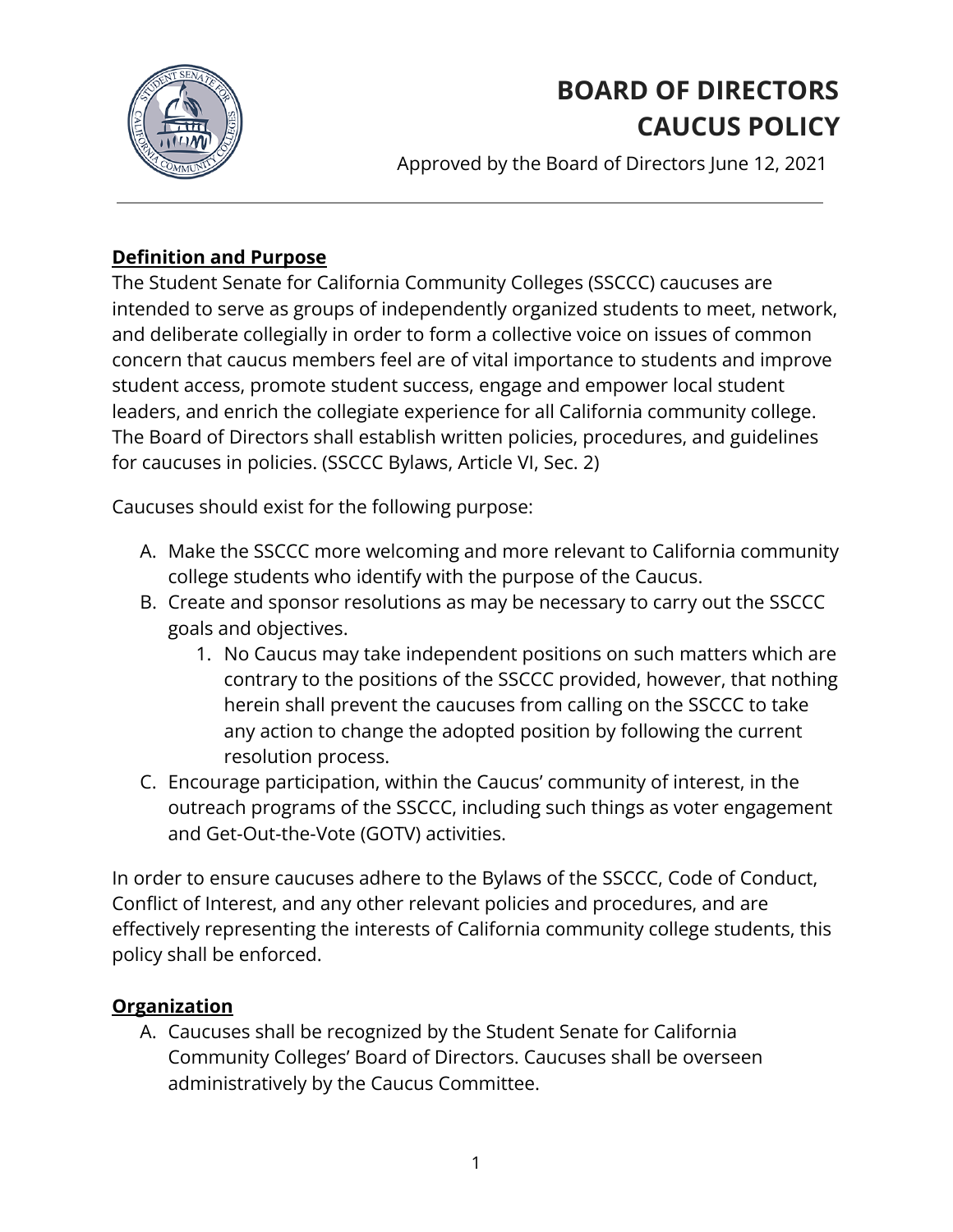# BOARD OF DIRECTORS
# CAUCUS POLICY

Approved by the Board of Directors June 12, 2021

---

**Definition and Purpose**

The Student Senate for California Community Colleges (SSCCC) caucuses are intended to serve as groups of independently organized students to meet, network, and deliberate collegially in order to form a collective voice on issues of common concern that caucus members feel are of vital importance to students and improve student access, promote student success, engage and empower local student leaders, and enrich the collegiate experience for all California community college. The Board of Directors shall establish written policies, procedures, and guidelines for caucuses in policies. (SSCCC Bylaws, Article VI, Sec. 2)

Caucuses should exist for the following purpose:

A. Make the SSCCC more welcoming and more relevant to California community college students who identify with the purpose of the Caucus.
B. Create and sponsor resolutions as may be necessary to carry out the SSCCC goals and objectives.
    1. No Caucus may take independent positions on such matters which are contrary to the positions of the SSCCC provided, however, that nothing herein shall prevent the caucuses from calling on the SSCCC to take any action to change the adopted position by following the current resolution process.
C. Encourage participation, within the Caucus' community of interest, in the outreach programs of the SSCCC, including such things as voter engagement and Get-Out-the-Vote (GOTV) activities.

In order to ensure caucuses adhere to the Bylaws of the SSCCC, Code of Conduct, Conflict of Interest, and any other relevant policies and procedures, and are effectively representing the interests of California community college students, this policy shall be enforced.

**Organization**

A. Caucuses shall be recognized by the Student Senate for California Community Colleges' Board of Directors. Caucuses shall be overseen administratively by the Caucus Committee.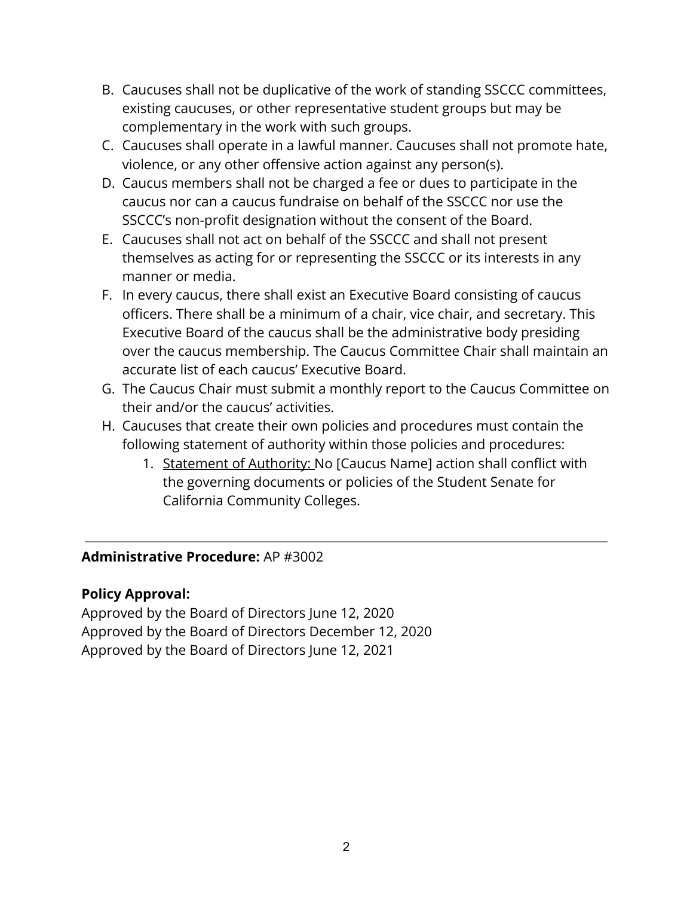B. Caucuses shall not be duplicative of the work of standing SSCCC committees, existing caucuses, or other representative student groups but may be complementary in the work with such groups.
C. Caucuses shall operate in a lawful manner. Caucuses shall not promote hate, violence, or any other offensive action against any person(s).
D. Caucus members shall not be charged a fee or dues to participate in the caucus nor can a caucus fundraise on behalf of the SSCCC nor use the SSCCC's non-profit designation without the consent of the Board.
E. Caucuses shall not act on behalf of the SSCCC and shall not present themselves as acting for or representing the SSCCC or its interests in any manner or media.
F. In every caucus, there shall exist an Executive Board consisting of caucus officers. There shall be a minimum of a chair, vice chair, and secretary. This Executive Board of the caucus shall be the administrative body presiding over the caucus membership. The Caucus Committee Chair shall maintain an accurate list of each caucus' Executive Board.
G. The Caucus Chair must submit a monthly report to the Caucus Committee on their and/or the caucus' activities.
H. Caucuses that create their own policies and procedures must contain the following statement of authority within those policies and procedures:
    1. <u>Statement of Authority:</u> No [Caucus Name] action shall conflict with the governing documents or policies of the Student Senate for California Community Colleges.

---

**Administrative Procedure:** AP #3002

**Policy Approval:**
Approved by the Board of Directors June 12, 2020
Approved by the Board of Directors December 12, 2020
Approved by the Board of Directors June 12, 2021